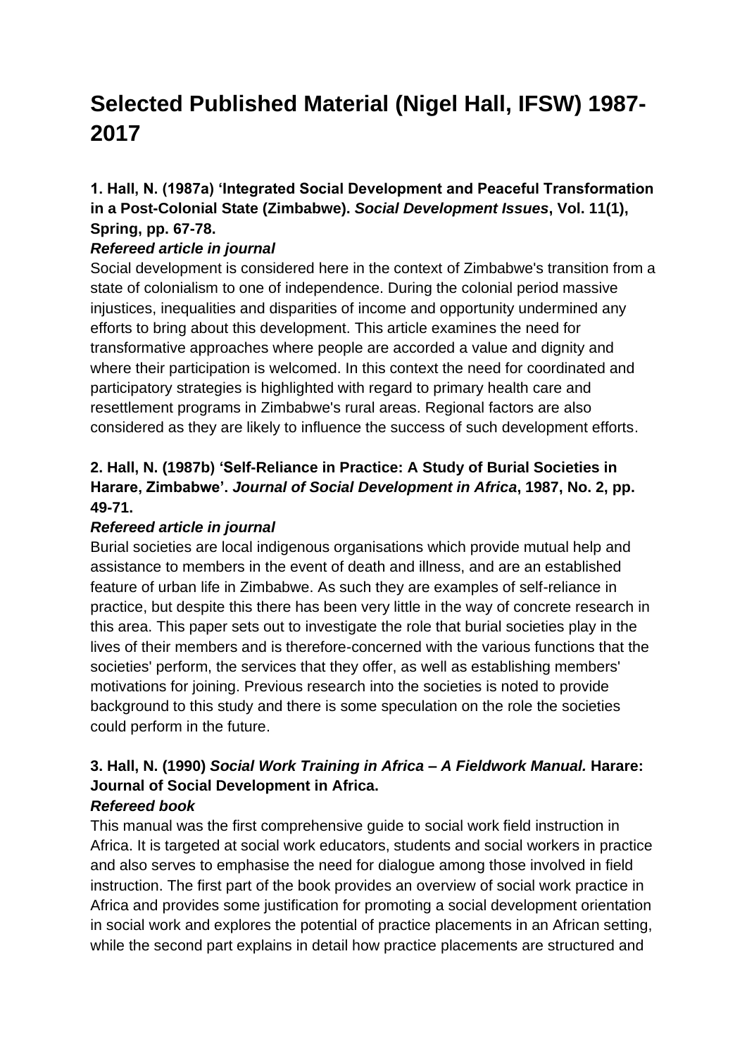# Selected Published Material (Nigel Hall, IFSW) 1987-2017

### 1. Hall, N. (1987a) 'Integrated Social Development and Peaceful Transformation in a Post-Colonial State (Zimbabwe). *Social Development Issues*, Vol. 11(1), Spring, pp. 67-78.

***Refereed article in journal***

Social development is considered here in the context of Zimbabwe's transition from a state of colonialism to one of independence. During the colonial period massive injustices, inequalities and disparities of income and opportunity undermined any efforts to bring about this development. This article examines the need for transformative approaches where people are accorded a value and dignity and where their participation is welcomed. In this context the need for coordinated and participatory strategies is highlighted with regard to primary health care and resettlement programs in Zimbabwe's rural areas. Regional factors are also considered as they are likely to influence the success of such development efforts.

### 2. Hall, N. (1987b) 'Self-Reliance in Practice: A Study of Burial Societies in Harare, Zimbabwe'. *Journal of Social Development in Africa*, 1987, No. 2, pp. 49-71.

***Refereed article in journal***

Burial societies are local indigenous organisations which provide mutual help and assistance to members in the event of death and illness, and are an established feature of urban life in Zimbabwe. As such they are examples of self-reliance in practice, but despite this there has been very little in the way of concrete research in this area. This paper sets out to investigate the role that burial societies play in the lives of their members and is therefore-concerned with the various functions that the societies' perform, the services that they offer, as well as establishing members' motivations for joining. Previous research into the societies is noted to provide background to this study and there is some speculation on the role the societies could perform in the future.

### 3. Hall, N. (1990) *Social Work Training in Africa – A Fieldwork Manual.* Harare: Journal of Social Development in Africa.

***Refereed book***

This manual was the first comprehensive guide to social work field instruction in Africa. It is targeted at social work educators, students and social workers in practice and also serves to emphasise the need for dialogue among those involved in field instruction. The first part of the book provides an overview of social work practice in Africa and provides some justification for promoting a social development orientation in social work and explores the potential of practice placements in an African setting, while the second part explains in detail how practice placements are structured and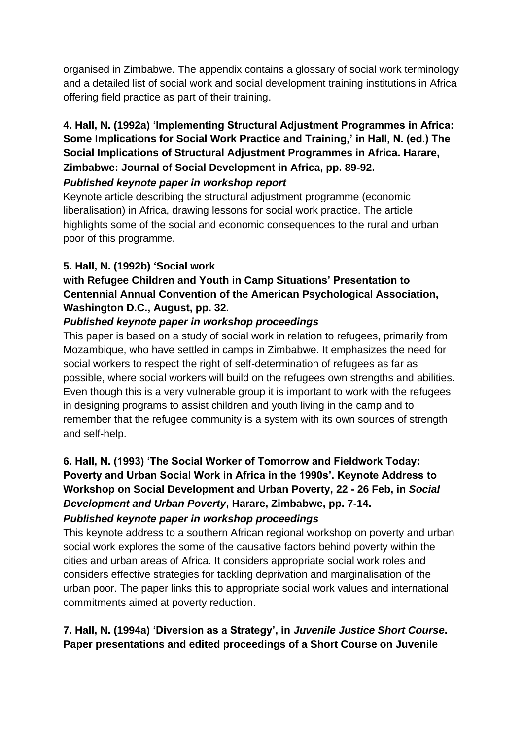organised in Zimbabwe. The appendix contains a glossary of social work terminology and a detailed list of social work and social development training institutions in Africa offering field practice as part of their training.

**4. Hall, N. (1992a) 'Implementing Structural Adjustment Programmes in Africa: Some Implications for Social Work Practice and Training,' in Hall, N. (ed.) The Social Implications of Structural Adjustment Programmes in Africa. Harare, Zimbabwe: Journal of Social Development in Africa, pp. 89-92.**

***Published keynote paper in workshop report***

Keynote article describing the structural adjustment programme (economic liberalisation) in Africa, drawing lessons for social work practice. The article highlights some of the social and economic consequences to the rural and urban poor of this programme.

**5. Hall, N. (1992b) 'Social work with Refugee Children and Youth in Camp Situations' Presentation to Centennial Annual Convention of the American Psychological Association, Washington D.C., August, pp. 32.**

***Published keynote paper in workshop proceedings***

This paper is based on a study of social work in relation to refugees, primarily from Mozambique, who have settled in camps in Zimbabwe. It emphasizes the need for social workers to respect the right of self-determination of refugees as far as possible, where social workers will build on the refugees own strengths and abilities. Even though this is a very vulnerable group it is important to work with the refugees in designing programs to assist children and youth living in the camp and to remember that the refugee community is a system with its own sources of strength and self-help.

**6. Hall, N. (1993) 'The Social Worker of Tomorrow and Fieldwork Today: Poverty and Urban Social Work in Africa in the 1990s'. Keynote Address to Workshop on Social Development and Urban Poverty, 22 - 26 Feb, in *Social Development and Urban Poverty*, Harare, Zimbabwe, pp. 7-14.**

***Published keynote paper in workshop proceedings***

This keynote address to a southern African regional workshop on poverty and urban social work explores the some of the causative factors behind poverty within the cities and urban areas of Africa. It considers appropriate social work roles and considers effective strategies for tackling deprivation and marginalisation of the urban poor. The paper links this to appropriate social work values and international commitments aimed at poverty reduction.

**7. Hall, N. (1994a) 'Diversion as a Strategy', in *Juvenile Justice Short Course*. Paper presentations and edited proceedings of a Short Course on Juvenile**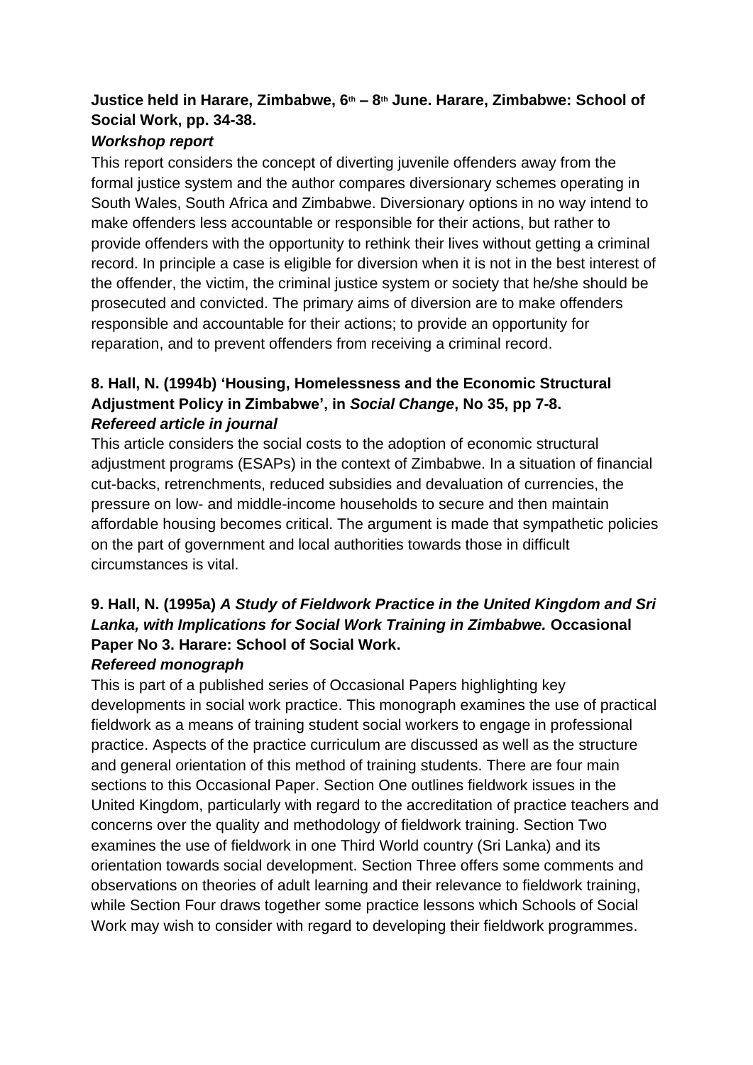**Justice held in Harare, Zimbabwe, 6th – 8th June. Harare, Zimbabwe: School of Social Work, pp. 34-38.**

***Workshop report***

This report considers the concept of diverting juvenile offenders away from the formal justice system and the author compares diversionary schemes operating in South Wales, South Africa and Zimbabwe. Diversionary options in no way intend to make offenders less accountable or responsible for their actions, but rather to provide offenders with the opportunity to rethink their lives without getting a criminal record. In principle a case is eligible for diversion when it is not in the best interest of the offender, the victim, the criminal justice system or society that he/she should be prosecuted and convicted. The primary aims of diversion are to make offenders responsible and accountable for their actions; to provide an opportunity for reparation, and to prevent offenders from receiving a criminal record.

**8. Hall, N. (1994b) 'Housing, Homelessness and the Economic Structural Adjustment Policy in Zimbabwe', in *Social Change*, No 35, pp 7-8.**

***Refereed article in journal***

This article considers the social costs to the adoption of economic structural adjustment programs (ESAPs) in the context of Zimbabwe. In a situation of financial cut-backs, retrenchments, reduced subsidies and devaluation of currencies, the pressure on low- and middle-income households to secure and then maintain affordable housing becomes critical. The argument is made that sympathetic policies on the part of government and local authorities towards those in difficult circumstances is vital.

**9. Hall, N. (1995a) *A Study of Fieldwork Practice in the United Kingdom and Sri Lanka, with Implications for Social Work Training in Zimbabwe.* Occasional Paper No 3. Harare: School of Social Work.**

***Refereed monograph***

This is part of a published series of Occasional Papers highlighting key developments in social work practice. This monograph examines the use of practical fieldwork as a means of training student social workers to engage in professional practice. Aspects of the practice curriculum are discussed as well as the structure and general orientation of this method of training students. There are four main sections to this Occasional Paper. Section One outlines fieldwork issues in the United Kingdom, particularly with regard to the accreditation of practice teachers and concerns over the quality and methodology of fieldwork training. Section Two examines the use of fieldwork in one Third World country (Sri Lanka) and its orientation towards social development. Section Three offers some comments and observations on theories of adult learning and their relevance to fieldwork training, while Section Four draws together some practice lessons which Schools of Social Work may wish to consider with regard to developing their fieldwork programmes.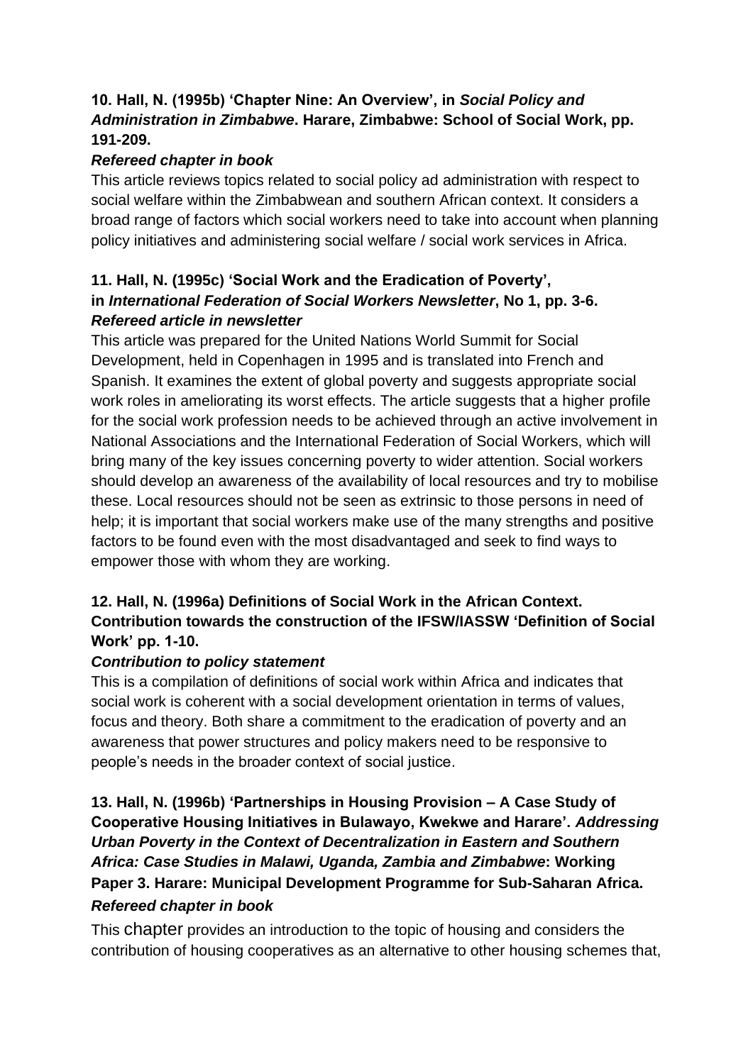**10. Hall, N. (1995b) 'Chapter Nine: An Overview', in *Social Policy and Administration in Zimbabwe*. Harare, Zimbabwe: School of Social Work, pp. 191-209.**

***Refereed chapter in book***

This article reviews topics related to social policy ad administration with respect to social welfare within the Zimbabwean and southern African context. It considers a broad range of factors which social workers need to take into account when planning policy initiatives and administering social welfare / social work services in Africa.

**11. Hall, N. (1995c) 'Social Work and the Eradication of Poverty', in *International Federation of Social Workers Newsletter*, No 1, pp. 3-6.**

***Refereed article in newsletter***

This article was prepared for the United Nations World Summit for Social Development, held in Copenhagen in 1995 and is translated into French and Spanish. It examines the extent of global poverty and suggests appropriate social work roles in ameliorating its worst effects. The article suggests that a higher profile for the social work profession needs to be achieved through an active involvement in National Associations and the International Federation of Social Workers, which will bring many of the key issues concerning poverty to wider attention. Social workers should develop an awareness of the availability of local resources and try to mobilise these. Local resources should not be seen as extrinsic to those persons in need of help; it is important that social workers make use of the many strengths and positive factors to be found even with the most disadvantaged and seek to find ways to empower those with whom they are working.

**12. Hall, N. (1996a) Definitions of Social Work in the African Context. Contribution towards the construction of the IFSW/IASSW 'Definition of Social Work' pp. 1-10.**

***Contribution to policy statement***

This is a compilation of definitions of social work within Africa and indicates that social work is coherent with a social development orientation in terms of values, focus and theory. Both share a commitment to the eradication of poverty and an awareness that power structures and policy makers need to be responsive to people's needs in the broader context of social justice.

**13. Hall, N. (1996b) 'Partnerships in Housing Provision – A Case Study of Cooperative Housing Initiatives in Bulawayo, Kwekwe and Harare'. *Addressing Urban Poverty in the Context of Decentralization in Eastern and Southern Africa: Case Studies in Malawi, Uganda, Zambia and Zimbabwe*: Working Paper 3. Harare: Municipal Development Programme for Sub-Saharan Africa.**

***Refereed chapter in book***

This chapter provides an introduction to the topic of housing and considers the contribution of housing cooperatives as an alternative to other housing schemes that,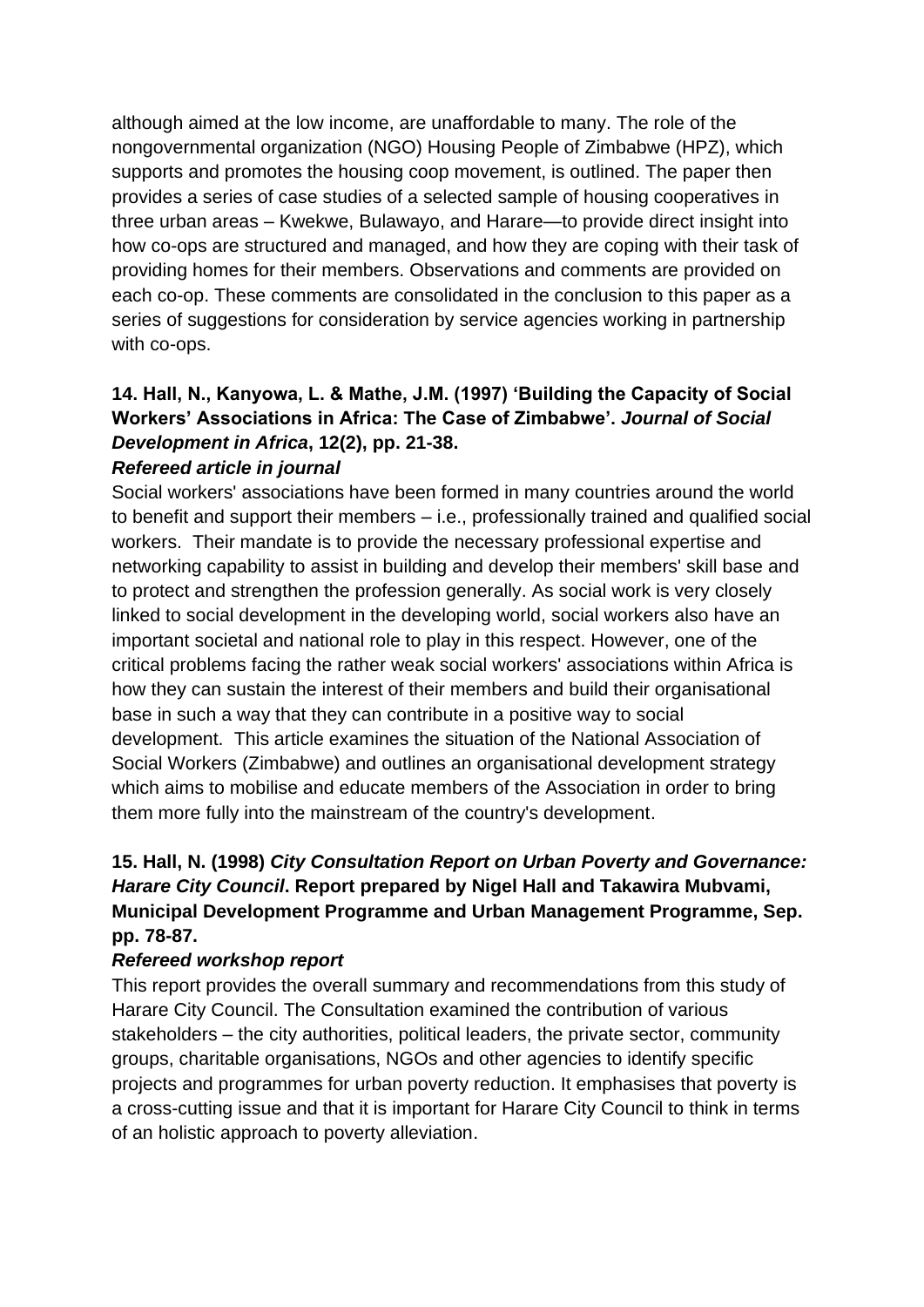although aimed at the low income, are unaffordable to many. The role of the nongovernmental organization (NGO) Housing People of Zimbabwe (HPZ), which supports and promotes the housing coop movement, is outlined. The paper then provides a series of case studies of a selected sample of housing cooperatives in three urban areas – Kwekwe, Bulawayo, and Harare—to provide direct insight into how co-ops are structured and managed, and how they are coping with their task of providing homes for their members. Observations and comments are provided on each co-op. These comments are consolidated in the conclusion to this paper as a series of suggestions for consideration by service agencies working in partnership with co-ops.

**14. Hall, N., Kanyowa, L. & Mathe, J.M. (1997) 'Building the Capacity of Social Workers' Associations in Africa: The Case of Zimbabwe'. *Journal of Social Development in Africa*, 12(2), pp. 21-38.**

***Refereed article in journal***

Social workers' associations have been formed in many countries around the world to benefit and support their members – i.e., professionally trained and qualified social workers. Their mandate is to provide the necessary professional expertise and networking capability to assist in building and develop their members' skill base and to protect and strengthen the profession generally. As social work is very closely linked to social development in the developing world, social workers also have an important societal and national role to play in this respect. However, one of the critical problems facing the rather weak social workers' associations within Africa is how they can sustain the interest of their members and build their organisational base in such a way that they can contribute in a positive way to social development. This article examines the situation of the National Association of Social Workers (Zimbabwe) and outlines an organisational development strategy which aims to mobilise and educate members of the Association in order to bring them more fully into the mainstream of the country's development.

**15. Hall, N. (1998) *City Consultation Report on Urban Poverty and Governance: Harare City Council*. Report prepared by Nigel Hall and Takawira Mubvami, Municipal Development Programme and Urban Management Programme, Sep. pp. 78-87.**

***Refereed workshop report***

This report provides the overall summary and recommendations from this study of Harare City Council. The Consultation examined the contribution of various stakeholders – the city authorities, political leaders, the private sector, community groups, charitable organisations, NGOs and other agencies to identify specific projects and programmes for urban poverty reduction. It emphasises that poverty is a cross-cutting issue and that it is important for Harare City Council to think in terms of an holistic approach to poverty alleviation.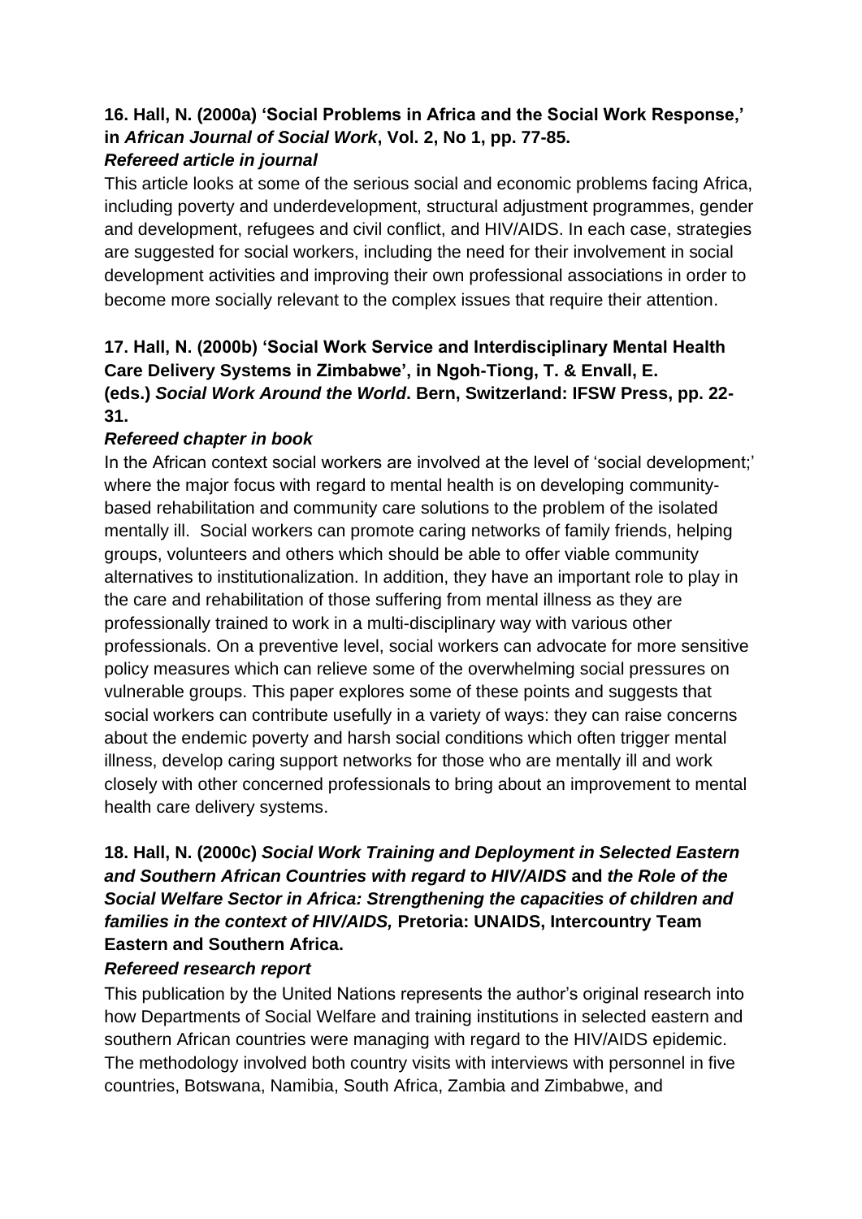**16. Hall, N. (2000a) 'Social Problems in Africa and the Social Work Response,' in *African Journal of Social Work*, Vol. 2, No 1, pp. 77-85.**

***Refereed article in journal***

This article looks at some of the serious social and economic problems facing Africa, including poverty and underdevelopment, structural adjustment programmes, gender and development, refugees and civil conflict, and HIV/AIDS. In each case, strategies are suggested for social workers, including the need for their involvement in social development activities and improving their own professional associations in order to become more socially relevant to the complex issues that require their attention.

**17. Hall, N. (2000b) 'Social Work Service and Interdisciplinary Mental Health Care Delivery Systems in Zimbabwe', in Ngoh-Tiong, T. & Envall, E. (eds.) *Social Work Around the World*. Bern, Switzerland: IFSW Press, pp. 22-31.**

***Refereed chapter in book***

In the African context social workers are involved at the level of 'social development;' where the major focus with regard to mental health is on developing community-based rehabilitation and community care solutions to the problem of the isolated mentally ill. Social workers can promote caring networks of family friends, helping groups, volunteers and others which should be able to offer viable community alternatives to institutionalization. In addition, they have an important role to play in the care and rehabilitation of those suffering from mental illness as they are professionally trained to work in a multi-disciplinary way with various other professionals. On a preventive level, social workers can advocate for more sensitive policy measures which can relieve some of the overwhelming social pressures on vulnerable groups. This paper explores some of these points and suggests that social workers can contribute usefully in a variety of ways: they can raise concerns about the endemic poverty and harsh social conditions which often trigger mental illness, develop caring support networks for those who are mentally ill and work closely with other concerned professionals to bring about an improvement to mental health care delivery systems.

**18. Hall, N. (2000c) *Social Work Training and Deployment in Selected Eastern and Southern African Countries with regard to HIV/AIDS* and *the Role of the Social Welfare Sector in Africa: Strengthening the capacities of children and families in the context of HIV/AIDS,* Pretoria: UNAIDS, Intercountry Team Eastern and Southern Africa.**

***Refereed research report***

This publication by the United Nations represents the author's original research into how Departments of Social Welfare and training institutions in selected eastern and southern African countries were managing with regard to the HIV/AIDS epidemic. The methodology involved both country visits with interviews with personnel in five countries, Botswana, Namibia, South Africa, Zambia and Zimbabwe, and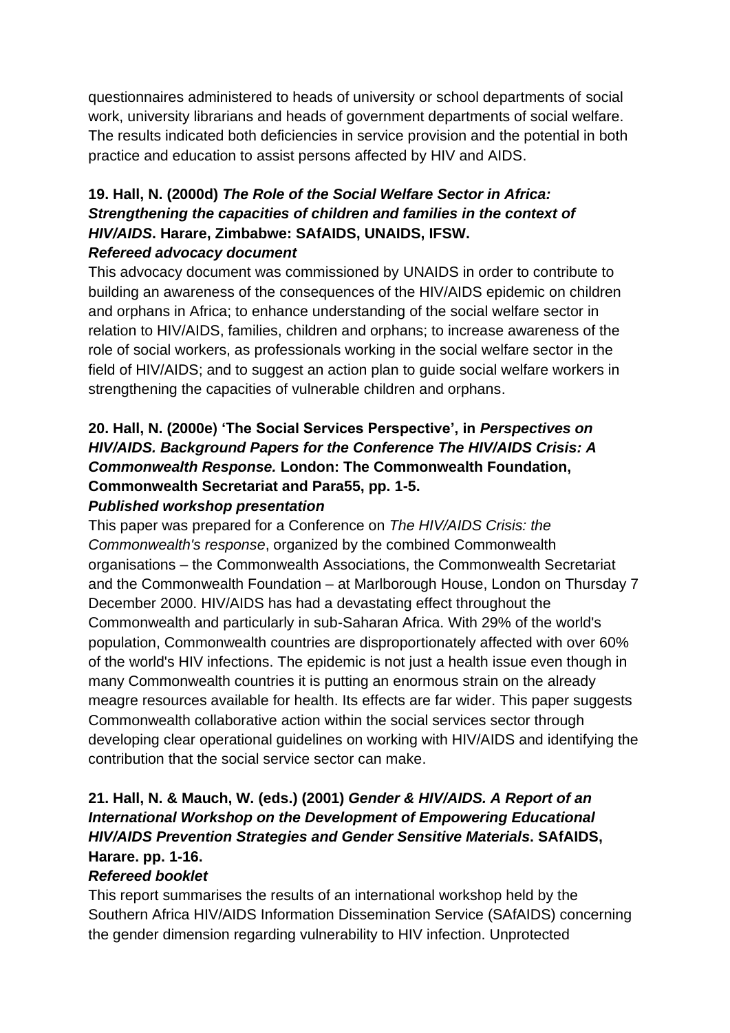questionnaires administered to heads of university or school departments of social work, university librarians and heads of government departments of social welfare. The results indicated both deficiencies in service provision and the potential in both practice and education to assist persons affected by HIV and AIDS.

**19. Hall, N. (2000d)** ***The Role of the Social Welfare Sector in Africa: Strengthening the capacities of children and families in the context of HIV/AIDS*****. Harare, Zimbabwe: SAfAIDS, UNAIDS, IFSW.**
***Refereed advocacy document***

This advocacy document was commissioned by UNAIDS in order to contribute to building an awareness of the consequences of the HIV/AIDS epidemic on children and orphans in Africa; to enhance understanding of the social welfare sector in relation to HIV/AIDS, families, children and orphans; to increase awareness of the role of social workers, as professionals working in the social welfare sector in the field of HIV/AIDS; and to suggest an action plan to guide social welfare workers in strengthening the capacities of vulnerable children and orphans.

**20. Hall, N. (2000e) 'The Social Services Perspective', in** ***Perspectives on HIV/AIDS. Background Papers for the Conference The HIV/AIDS Crisis: A Commonwealth Response.*** **London: The Commonwealth Foundation, Commonwealth Secretariat and Para55, pp. 1-5.**
***Published workshop presentation***

This paper was prepared for a Conference on *The HIV/AIDS Crisis: the Commonwealth's response*, organized by the combined Commonwealth organisations – the Commonwealth Associations, the Commonwealth Secretariat and the Commonwealth Foundation – at Marlborough House, London on Thursday 7 December 2000. HIV/AIDS has had a devastating effect throughout the Commonwealth and particularly in sub-Saharan Africa. With 29% of the world's population, Commonwealth countries are disproportionately affected with over 60% of the world's HIV infections. The epidemic is not just a health issue even though in many Commonwealth countries it is putting an enormous strain on the already meagre resources available for health. Its effects are far wider. This paper suggests Commonwealth collaborative action within the social services sector through developing clear operational guidelines on working with HIV/AIDS and identifying the contribution that the social service sector can make.

**21. Hall, N. & Mauch, W. (eds.) (2001)** ***Gender & HIV/AIDS. A Report of an International Workshop on the Development of Empowering Educational HIV/AIDS Prevention Strategies and Gender Sensitive Materials*****. SAfAIDS, Harare. pp. 1-16.**
***Refereed booklet***

This report summarises the results of an international workshop held by the Southern Africa HIV/AIDS Information Dissemination Service (SAfAIDS) concerning the gender dimension regarding vulnerability to HIV infection. Unprotected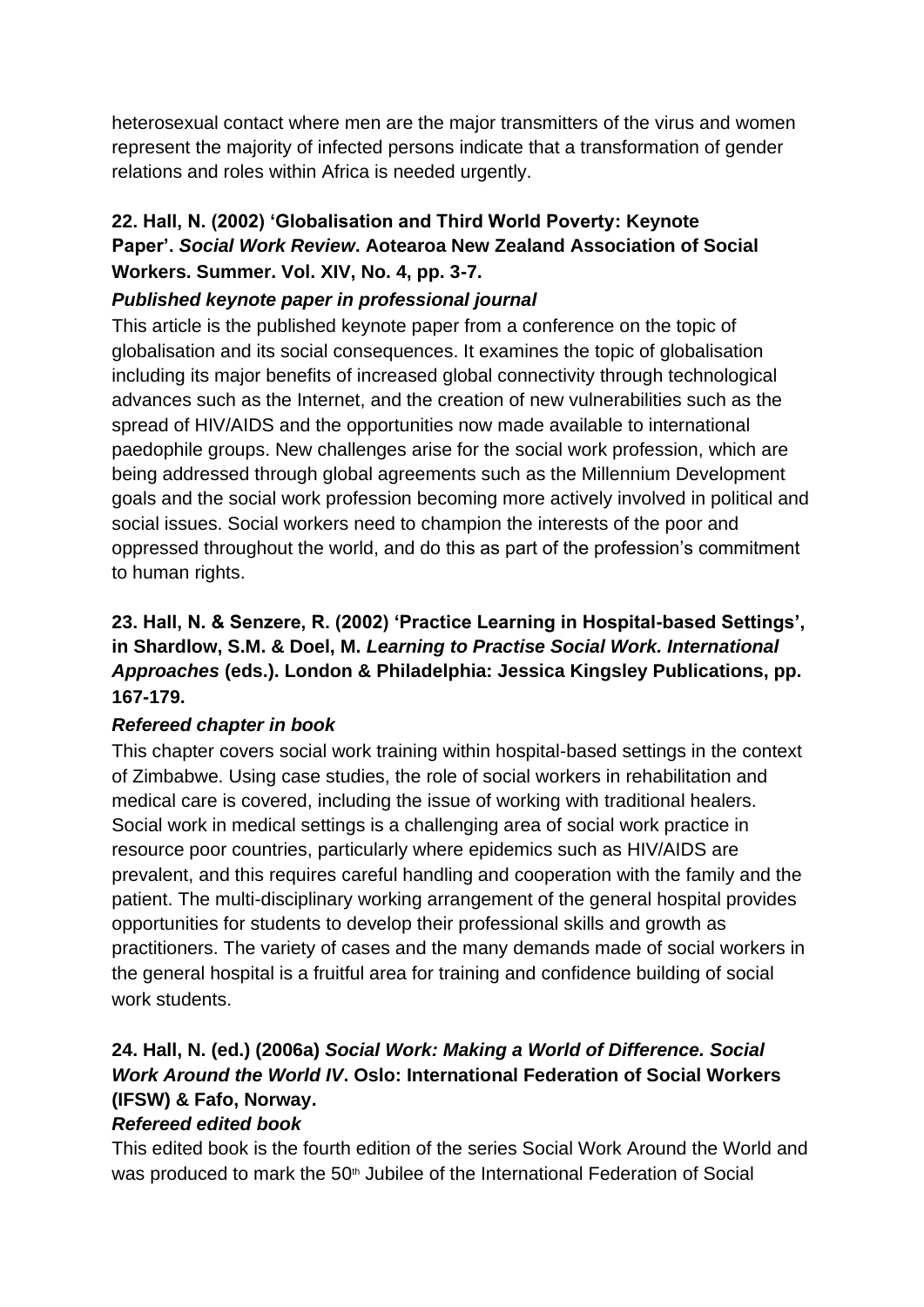heterosexual contact where men are the major transmitters of the virus and women represent the majority of infected persons indicate that a transformation of gender relations and roles within Africa is needed urgently.

**22. Hall, N. (2002) 'Globalisation and Third World Poverty: Keynote Paper'. *Social Work Review*. Aotearoa New Zealand Association of Social Workers. Summer. Vol. XIV, No. 4, pp. 3-7.**

***Published keynote paper in professional journal***

This article is the published keynote paper from a conference on the topic of globalisation and its social consequences. It examines the topic of globalisation including its major benefits of increased global connectivity through technological advances such as the Internet, and the creation of new vulnerabilities such as the spread of HIV/AIDS and the opportunities now made available to international paedophile groups. New challenges arise for the social work profession, which are being addressed through global agreements such as the Millennium Development goals and the social work profession becoming more actively involved in political and social issues. Social workers need to champion the interests of the poor and oppressed throughout the world, and do this as part of the profession's commitment to human rights.

**23. Hall, N. & Senzere, R. (2002) 'Practice Learning in Hospital-based Settings', in Shardlow, S.M. & Doel, M. *Learning to Practise Social Work. International Approaches* (eds.). London & Philadelphia: Jessica Kingsley Publications, pp. 167-179.**

***Refereed chapter in book***

This chapter covers social work training within hospital-based settings in the context of Zimbabwe. Using case studies, the role of social workers in rehabilitation and medical care is covered, including the issue of working with traditional healers. Social work in medical settings is a challenging area of social work practice in resource poor countries, particularly where epidemics such as HIV/AIDS are prevalent, and this requires careful handling and cooperation with the family and the patient. The multi-disciplinary working arrangement of the general hospital provides opportunities for students to develop their professional skills and growth as practitioners. The variety of cases and the many demands made of social workers in the general hospital is a fruitful area for training and confidence building of social work students.

**24. Hall, N. (ed.) (2006a) *Social Work: Making a World of Difference. Social Work Around the World IV*. Oslo: International Federation of Social Workers (IFSW) & Fafo, Norway.**

***Refereed edited book***

This edited book is the fourth edition of the series Social Work Around the World and was produced to mark the 50th Jubilee of the International Federation of Social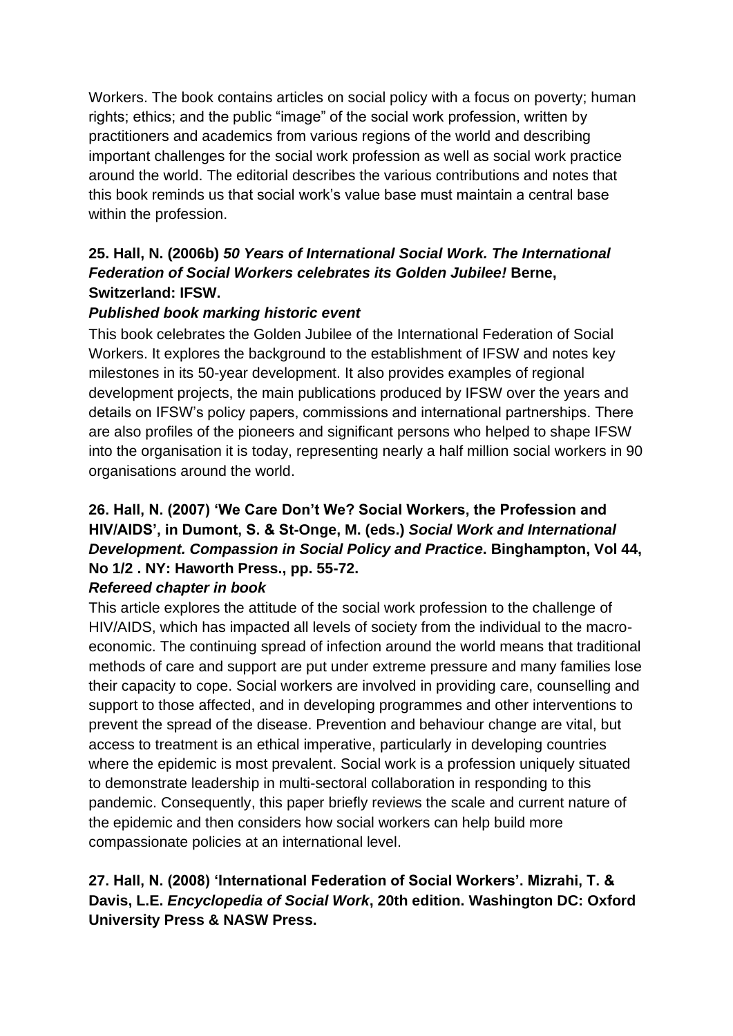Workers. The book contains articles on social policy with a focus on poverty; human rights; ethics; and the public "image" of the social work profession, written by practitioners and academics from various regions of the world and describing important challenges for the social work profession as well as social work practice around the world. The editorial describes the various contributions and notes that this book reminds us that social work's value base must maintain a central base within the profession.

**25. Hall, N. (2006b) *50 Years of International Social Work. The International Federation of Social Workers celebrates its Golden Jubilee!* Berne, Switzerland: IFSW.**

***Published book marking historic event***

This book celebrates the Golden Jubilee of the International Federation of Social Workers. It explores the background to the establishment of IFSW and notes key milestones in its 50-year development. It also provides examples of regional development projects, the main publications produced by IFSW over the years and details on IFSW's policy papers, commissions and international partnerships. There are also profiles of the pioneers and significant persons who helped to shape IFSW into the organisation it is today, representing nearly a half million social workers in 90 organisations around the world.

**26. Hall, N. (2007) 'We Care Don't We? Social Workers, the Profession and HIV/AIDS', in Dumont, S. & St-Onge, M. (eds.) *Social Work and International Development. Compassion in Social Policy and Practice*. Binghampton, Vol 44, No 1/2 . NY: Haworth Press., pp. 55-72.**

***Refereed chapter in book***

This article explores the attitude of the social work profession to the challenge of HIV/AIDS, which has impacted all levels of society from the individual to the macro-economic. The continuing spread of infection around the world means that traditional methods of care and support are put under extreme pressure and many families lose their capacity to cope. Social workers are involved in providing care, counselling and support to those affected, and in developing programmes and other interventions to prevent the spread of the disease. Prevention and behaviour change are vital, but access to treatment is an ethical imperative, particularly in developing countries where the epidemic is most prevalent. Social work is a profession uniquely situated to demonstrate leadership in multi-sectoral collaboration in responding to this pandemic. Consequently, this paper briefly reviews the scale and current nature of the epidemic and then considers how social workers can help build more compassionate policies at an international level.

**27. Hall, N. (2008) 'International Federation of Social Workers'. Mizrahi, T. & Davis, L.E. *Encyclopedia of Social Work*, 20th edition. Washington DC: Oxford University Press & NASW Press.**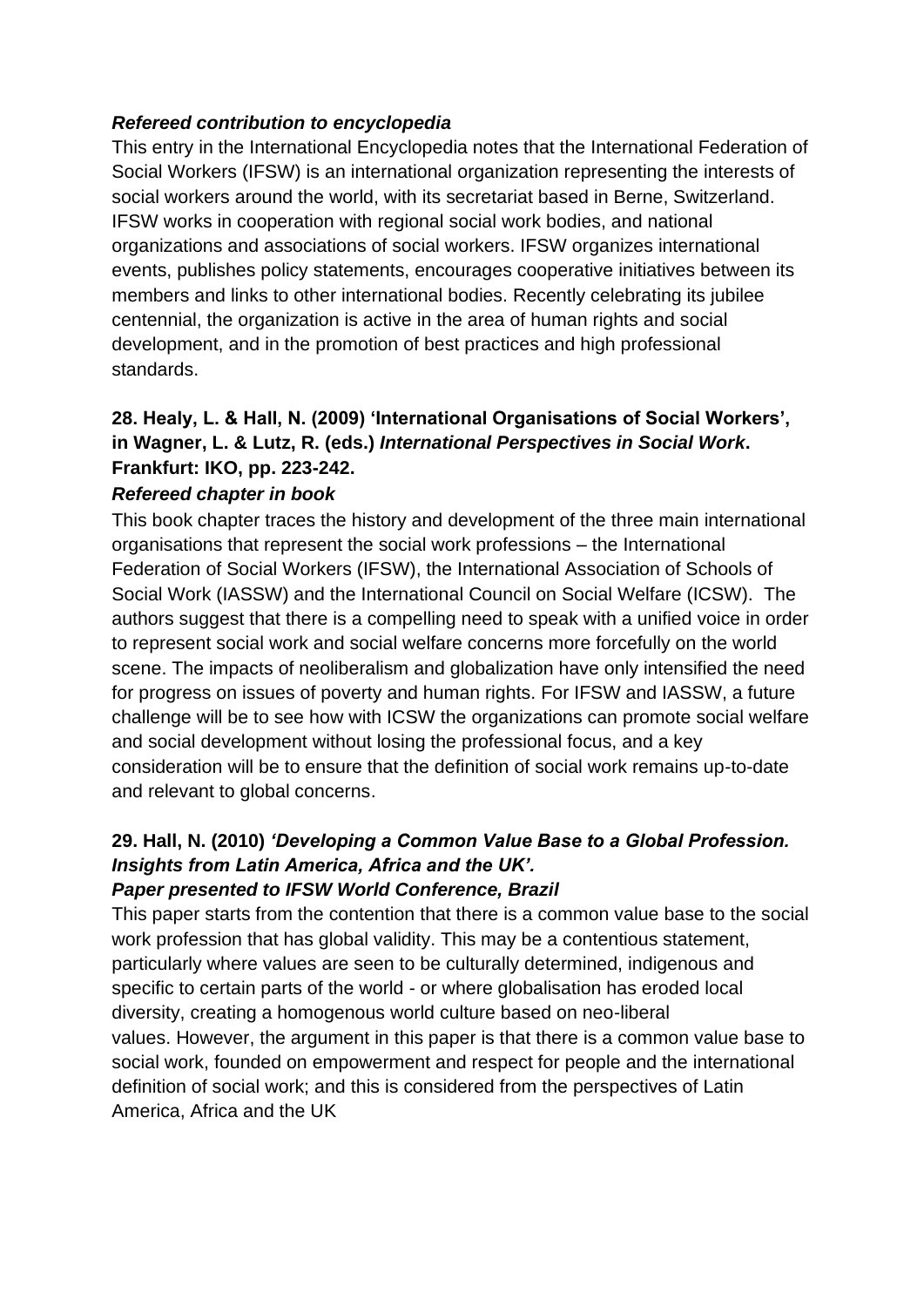***Refereed contribution to encyclopedia***

This entry in the International Encyclopedia notes that the International Federation of Social Workers (IFSW) is an international organization representing the interests of social workers around the world, with its secretariat based in Berne, Switzerland. IFSW works in cooperation with regional social work bodies, and national organizations and associations of social workers. IFSW organizes international events, publishes policy statements, encourages cooperative initiatives between its members and links to other international bodies. Recently celebrating its jubilee centennial, the organization is active in the area of human rights and social development, and in the promotion of best practices and high professional standards.

**28. Healy, L. & Hall, N. (2009) 'International Organisations of Social Workers', in Wagner, L. & Lutz, R. (eds.) *International Perspectives in Social Work*. Frankfurt: IKO, pp. 223-242.**

***Refereed chapter in book***

This book chapter traces the history and development of the three main international organisations that represent the social work professions – the International Federation of Social Workers (IFSW), the International Association of Schools of Social Work (IASSW) and the International Council on Social Welfare (ICSW). The authors suggest that there is a compelling need to speak with a unified voice in order to represent social work and social welfare concerns more forcefully on the world scene. The impacts of neoliberalism and globalization have only intensified the need for progress on issues of poverty and human rights. For IFSW and IASSW, a future challenge will be to see how with ICSW the organizations can promote social welfare and social development without losing the professional focus, and a key consideration will be to ensure that the definition of social work remains up-to-date and relevant to global concerns.

**29. Hall, N. (2010) *'Developing a Common Value Base to a Global Profession. Insights from Latin America, Africa and the UK'.***

***Paper presented to IFSW World Conference, Brazil***

This paper starts from the contention that there is a common value base to the social work profession that has global validity. This may be a contentious statement, particularly where values are seen to be culturally determined, indigenous and specific to certain parts of the world - or where globalisation has eroded local diversity, creating a homogenous world culture based on neo-liberal values. However, the argument in this paper is that there is a common value base to social work, founded on empowerment and respect for people and the international definition of social work; and this is considered from the perspectives of Latin America, Africa and the UK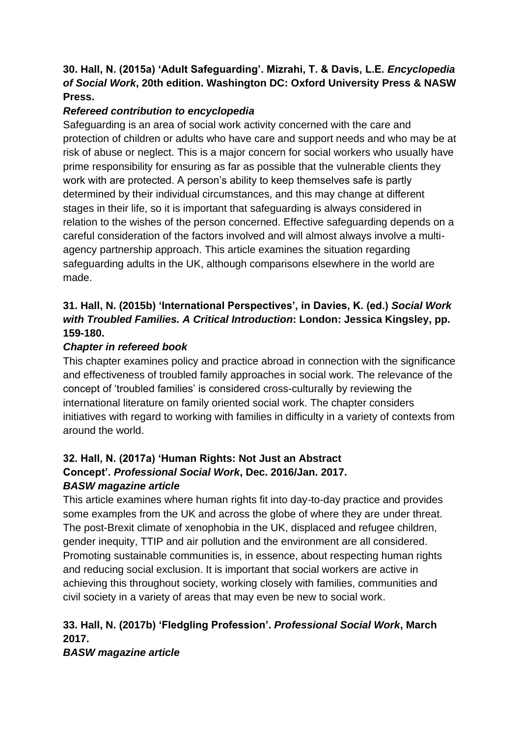**30. Hall, N. (2015a) 'Adult Safeguarding'. Mizrahi, T. & Davis, L.E. *Encyclopedia of Social Work*, 20th edition. Washington DC: Oxford University Press & NASW Press.**

***Refereed contribution to encyclopedia***

Safeguarding is an area of social work activity concerned with the care and protection of children or adults who have care and support needs and who may be at risk of abuse or neglect. This is a major concern for social workers who usually have prime responsibility for ensuring as far as possible that the vulnerable clients they work with are protected. A person's ability to keep themselves safe is partly determined by their individual circumstances, and this may change at different stages in their life, so it is important that safeguarding is always considered in relation to the wishes of the person concerned. Effective safeguarding depends on a careful consideration of the factors involved and will almost always involve a multi-agency partnership approach. This article examines the situation regarding safeguarding adults in the UK, although comparisons elsewhere in the world are made.

**31. Hall, N. (2015b) 'International Perspectives', in Davies, K. (ed.) *Social Work with Troubled Families. A Critical Introduction*: London: Jessica Kingsley, pp. 159-180.**

***Chapter in refereed book***

This chapter examines policy and practice abroad in connection with the significance and effectiveness of troubled family approaches in social work. The relevance of the concept of 'troubled families' is considered cross-culturally by reviewing the international literature on family oriented social work. The chapter considers initiatives with regard to working with families in difficulty in a variety of contexts from around the world.

**32. Hall, N. (2017a) 'Human Rights: Not Just an Abstract Concept'. *Professional Social Work*, Dec. 2016/Jan. 2017.**

***BASW magazine article***

This article examines where human rights fit into day-to-day practice and provides some examples from the UK and across the globe of where they are under threat. The post-Brexit climate of xenophobia in the UK, displaced and refugee children, gender inequity, TTIP and air pollution and the environment are all considered. Promoting sustainable communities is, in essence, about respecting human rights and reducing social exclusion. It is important that social workers are active in achieving this throughout society, working closely with families, communities and civil society in a variety of areas that may even be new to social work.

**33. Hall, N. (2017b) 'Fledgling Profession'. *Professional Social Work*, March 2017.**

***BASW magazine article***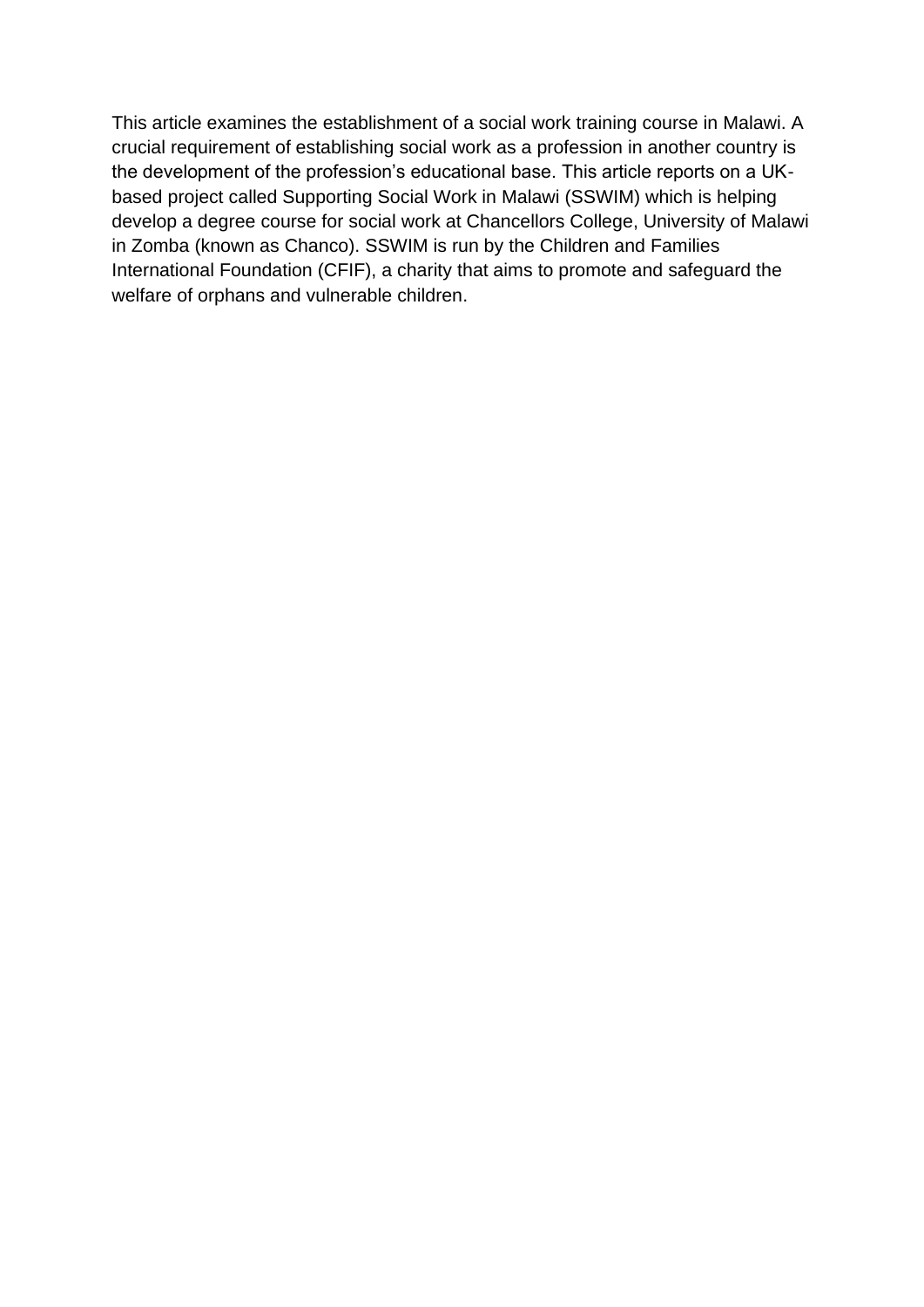This article examines the establishment of a social work training course in Malawi. A crucial requirement of establishing social work as a profession in another country is the development of the profession's educational base. This article reports on a UK-based project called Supporting Social Work in Malawi (SSWIM) which is helping develop a degree course for social work at Chancellors College, University of Malawi in Zomba (known as Chanco). SSWIM is run by the Children and Families International Foundation (CFIF), a charity that aims to promote and safeguard the welfare of orphans and vulnerable children.